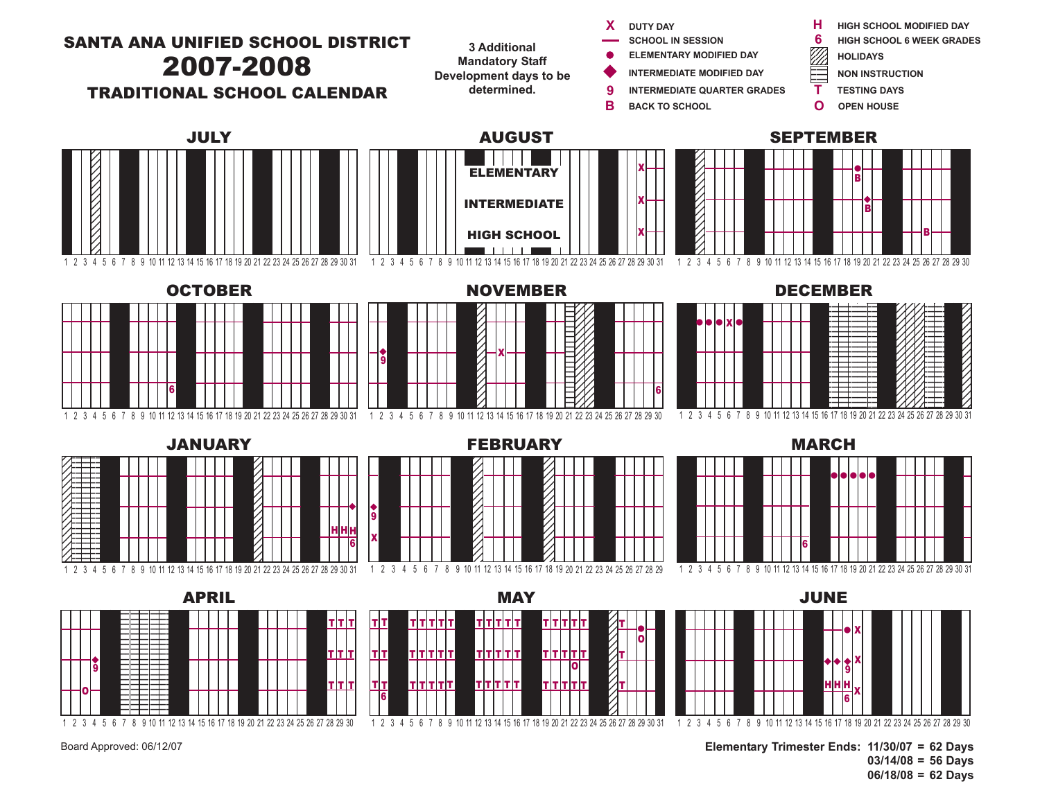# SANTA ANA UNIFIED SCHOOL DISTRICT
# 2007-2008
## TRADITIONAL SCHOOL CALENDAR

**3 Additional Mandatory Staff Development days to be determined.**

| Symbol | Meaning |
|---|---|
| X | DUTY DAY |
| — | SCHOOL IN SESSION |
| ● | ELEMENTARY MODIFIED DAY |
| ◆ | INTERMEDIATE MODIFIED DAY |
| 9 | INTERMEDIATE QUARTER GRADES |
| B | BACK TO SCHOOL |
| H | HIGH SCHOOL MODIFIED DAY |
| 6 | HIGH SCHOOL 6 WEEK GRADES |
| (hatched) | HOLIDAYS |
| (horizontal lines) | NON INSTRUCTION |
| T | TESTING DAYS |
| O | OPEN HOUSE |

### JULY
1 2 3 4 5 6 7 8 9 10 11 12 13 14 15 16 17 18 19 20 21 22 23 24 25 26 27 28 29 30 31

### AUGUST
ELEMENTARY

INTERMEDIATE

HIGH SCHOOL

1 2 3 4 5 6 7 8 9 10 11 12 13 14 15 16 17 18 19 20 21 22 23 24 25 26 27 28 29 30 31

### SEPTEMBER
1 2 3 4 5 6 7 8 9 10 11 12 13 14 15 16 17 18 19 20 21 22 23 24 25 26 27 28 29 30

### OCTOBER
1 2 3 4 5 6 7 8 9 10 11 12 13 14 15 16 17 18 19 20 21 22 23 24 25 26 27 28 29 30 31

### NOVEMBER
1 2 3 4 5 6 7 8 9 10 11 12 13 14 15 16 17 18 19 20 21 22 23 24 25 26 27 28 29 30

### DECEMBER
1 2 3 4 5 6 7 8 9 10 11 12 13 14 15 16 17 18 19 20 21 22 23 24 25 26 27 28 29 30 31

### JANUARY
1 2 3 4 5 6 7 8 9 10 11 12 13 14 15 16 17 18 19 20 21 22 23 24 25 26 27 28 29 30 31

### FEBRUARY
1 2 3 4 5 6 7 8 9 10 11 12 13 14 15 16 17 18 19 20 21 22 23 24 25 26 27 28 29

### MARCH
1 2 3 4 5 6 7 8 9 10 11 12 13 14 15 16 17 18 19 20 21 22 23 24 25 26 27 28 29 30 31

### APRIL
1 2 3 4 5 6 7 8 9 10 11 12 13 14 15 16 17 18 19 20 21 22 23 24 25 26 27 28 29 30

### MAY
1 2 3 4 5 6 7 8 9 10 11 12 13 14 15 16 17 18 19 20 21 22 23 24 25 26 27 28 29 30 31

### JUNE
1 2 3 4 5 6 7 8 9 10 11 12 13 14 15 16 17 18 19 20 21 22 23 24 25 26 27 28 29 30

Board Approved: 06/12/07

**Elementary Trimester Ends: 11/30/07 = 62 Days**
**03/14/08 = 56 Days**
**06/18/08 = 62 Days**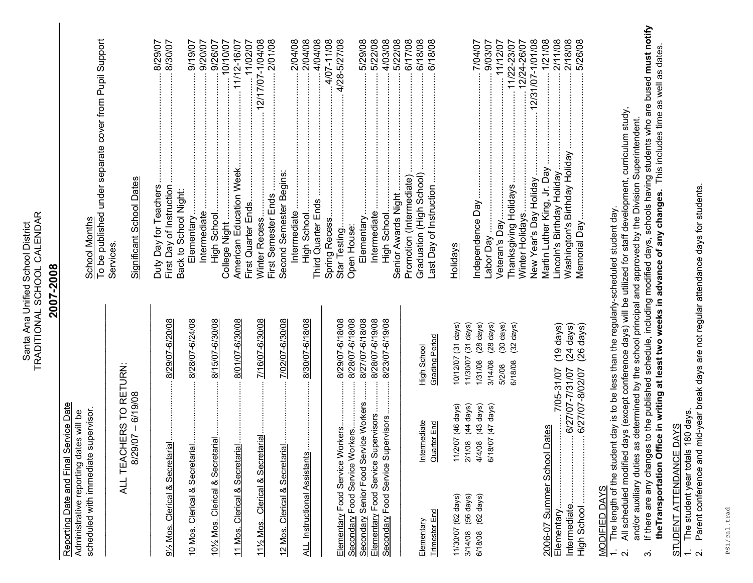# Santa Ana Unified School District
## TRADITIONAL SCHOOL CALENDAR
## 2007-2008

**Reporting Date and Final Service Date**

Administrative reporting dates will be scheduled with immediate supervisor.

ALL TEACHERS TO RETURN:
8/29/07 – 6/19/08

| | |
|---|---|
| 9½ Mos. Clerical & Secretarial | 8/29/07-6/20/08 |
| 10 Mos. Clerical & Secretarial | 8/28/07-6/24/08 |
| 10½ Mos. Clerical & Secretarial | 8/15/07-6/30/08 |
| 11 Mos. Clerical & Secretarial | 8/01/07-6/30/08 |
| 11½ Mos. Clerical & Secretarial | 7/16/07-6/30/08 |
| 12 Mos. Clerical & Secretarial | 7/02/07-6/30/08 |
| ALL Instructional Assistants | 8/30/07-6/18/08 |

| | |
|---|---|
| Elementary Food Service Workers | 8/29/07-6/18/08 |
| Secondary Food Service Workers | 8/28/07-6/18/08 |
| Secondary Senior Food Service Workers | 8/27/07-6/18/08 |
| Elementary Food Service Supervisors | 8/28/07-6/19/08 |
| Secondary Food Service Supervisors | 8/23/07-6/19/08 |

| Elementary Trimester End | Intermediate Quarter End | High School Grading Period |
|---|---|---|
| 11/30/07 (62 days) | 11/2/07 (46 days) | 10/12/07 (31 days) |
| 3/14/08 (56 days) | 2/1/08 (44 days) | 11/30/07 (31 days) |
| 6/18/08 (62 days) | 4/4/08 (43 days) | 1/31/08 (28 days) |
| | 6/18/07 (47 days) | 3/14/08 (28 days) |
| | | 5/2/08 (30 days) |
| | | 6/18/08 (32 days) |

**2006-07 Summer School Dates**

| | |
|---|---|
| Elementary | 7/05-31/07 (19 days) |
| Intermediate | 6/27/07-7/31/07 (24 days) |
| High School | 6/27/07-8/02/07 (26 days) |

**School Months**

To be published under separate cover from Pupil Support Services.

**Significant School Dates**

| | |
|---|---|
| Duty Day for Teachers | 8/29/07 |
| First Day of Instruction | 8/30/07 |
| Back to School Night: | |
| Elementary | 9/19/07 |
| Intermediate | 9/20/07 |
| High School | 9/26/07 |
| College Night | 10/10/07 |
| American Education Week | 11/12-16/07 |
| First Quarter Ends | 11/02/07 |
| Winter Recess | 12/17/07-1/04/08 |
| First Semester Ends | 2/01/08 |
| Second Semester Begins: | |
| Intermediate | 2/04/08 |
| High School | 2/04/08 |
| Third Quarter Ends | 4/04/08 |
| Spring Recess | 4/07-11/08 |
| Star Testing | 4/28-5/27/08 |
| Open House: | |
| Elementary | 5/29/08 |
| Intermediate | 5/22/08 |
| High School | 4/03/08 |
| Senior Awards Night | 5/22/08 |
| Promotion (Intermediate) | 6/17/08 |
| Graduation (High School) | 6/18/08 |
| Last Day of Instruction | 6/18/08 |

**Holidays**

| | |
|---|---|
| Independence Day | 7/04/07 |
| Labor Day | 9/03/07 |
| Veteran's Day | 11/12/07 |
| Thanksgiving Holidays | 11/22-23/07 |
| Winter Holidays | 12/24-26/07 |
| New Year's Day Holiday | 12/31/07-1/01/08 |
| Martin Luther King, Jr. Day | 1/21/08 |
| Lincoln's Birthday Holiday | 2/11/08 |
| Washington's Birthday Holiday | 2/18/08 |
| Memorial Day | 5/26/08 |

**MODIFIED DAYS**

1. The length of the student day is to be less than the regularly-scheduled student day.
2. All scheduled modified days (except conference days) will be utilized for staff development, curriculum study, and/or auxiliary duties as determined by the school principal and approved by the Division Superintendent.
3. If there are any changes to the published schedule, including modified days, schools having students who are bused **must notify theTransportation Office in writing at least two weeks in advance of any changes.** This includes time as well as dates.

**STUDENT ATTENDANCE DAYS**

1. The student year totals 180 days.
2. Parent conference and mid-year break days are not regular attendance days for students.

PS1/cal.trad